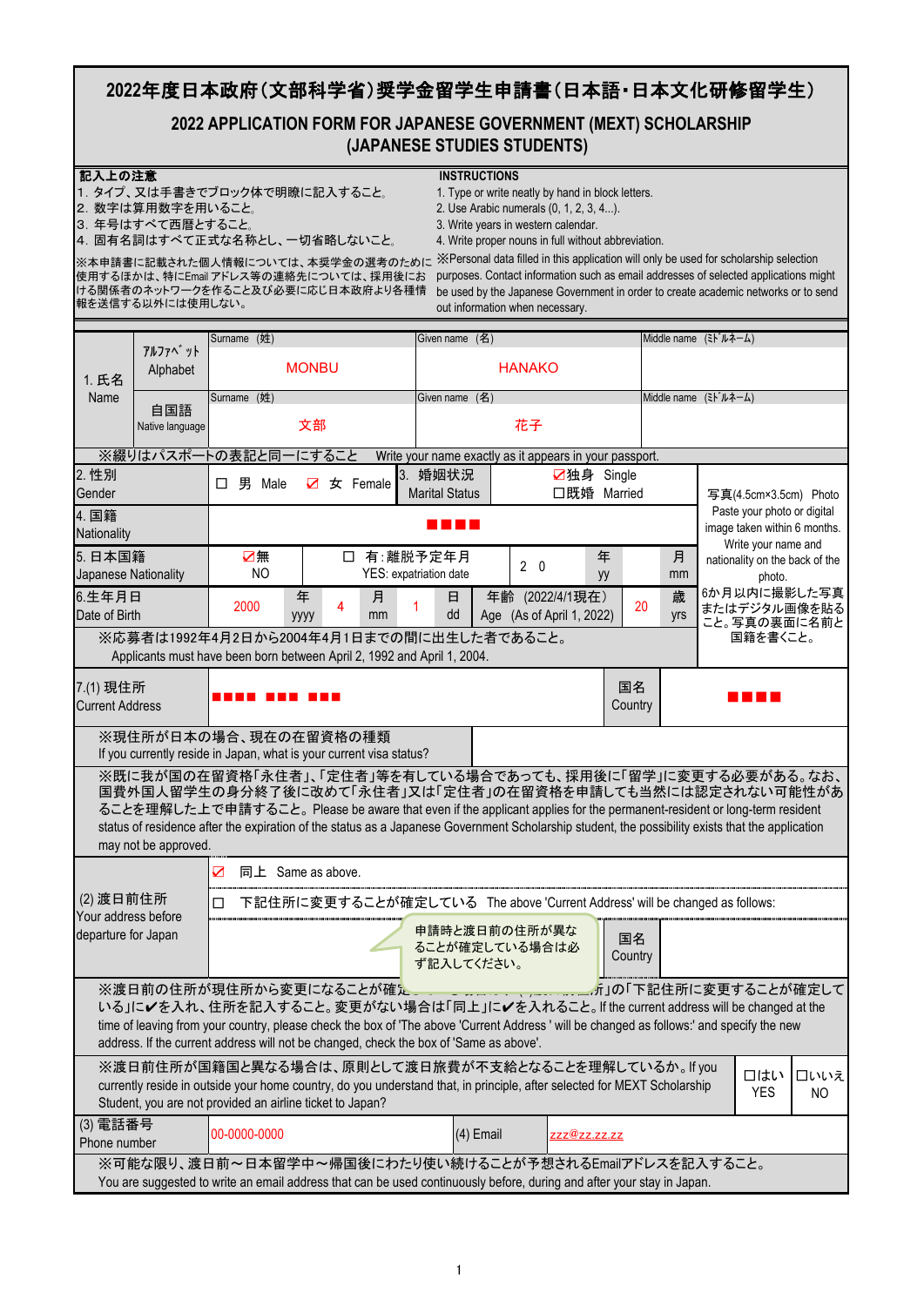# 2022年度日本政府（文部科学省）奨学金留学生申請書（日本語・日本文化研修留学生）

## 2022 APPLICATION FORM FOR JAPANESE GOVERNMENT (MEXT) SCHOLARSHIP (JAPANESE STUDIES STUDENTS)

**記入上の注意**

1. タイプ、又は手書きでブロック体で明瞭に記入すること。
2. 数字は算用数字を用いること。
3. 年号はすべて西暦とすること。
4. 固有名詞はすべて正式な名称とし、一切省略しないこと。

※本申請書に記載された個人情報については、本奨学金の選考のために使用するほかは、特にEmail アドレス等の連絡先については、採用後における関係者のネットワークを作ることと及び必要に応じ日本政府より各種情報を送信する以外には使用しない。

**INSTRUCTIONS**

1. Type or write neatly by hand in block letters.
2. Use Arabic numerals (0, 1, 2, 3, 4...).
3. Write years in western calendar.
4. Write proper nouns in full without abbreviation.

※Personal data filled in this application will only be used for scholarship selection purposes. Contact information such as email addresses of selected applications might be used by the Japanese Government in order to create academic networks or to send out information when necessary.

| 1. 氏名 Name | | Surname (姓) | Given name (名) | Middle name (ﾐﾄﾞﾙﾈｰﾑ) |
|---|---|---|---|---|
| | ｱﾙﾌｧﾍﾞｯﾄ Alphabet | MONBU | HANAKO | |
| | 自国語 Native language | 文部 | 花子 | |

※綴りはパスポートの表記と同一にすること　Write your name exactly as it appears in your passport.

| 2. 性別 Gender | ☐ 男 Male　☑ 女 Female | 3. 婚姻状況 Marital Status | ☑独身 Single　☐既婚 Married |
|---|---|---|---|
| 4. 国籍 Nationality | ■■■■ | | |
| 5. 日本国籍 Japanese Nationality | ☑無 NO | ☐ 有：離脱予定年月 YES: expatriation date | 20　年 yy　月 mm |
| 6.生年月日 Date of Birth | 2000 年 yyyy　4 月 mm　1 日 dd | 年齢 (2022/4/1現在) Age (As of April 1, 2022) | 20 歳 yrs |

写真(4.5cm×3.5cm) Photo
Paste your photo or digital image taken within 6 months. Write your name and nationality on the back of the photo.
6か月以内に撮影した写真またはデジタル画像を貼ること。写真の裏面に名前と国籍を書くこと。

※応募者は1992年4月2日から2004年4月1日までの間に出生した者であること。
Applicants must have been born between April 2, 1992 and April 1, 2004.

| 7.(1) 現住所 Current Address | ■■■■ ■■■ ■■■ | 国名 Country | ■■■■ |
|---|---|---|---|

※現住所が日本の場合、現在の在留資格の種類
If you currently reside in Japan, what is your current visa status?

※既に我が国の在留資格「永住者」、「定住者」等を有している場合であっても、採用後に「留学」に変更する必要がある。なお、国費外国人留学生の身分終了後に改めて「永住者」又は「定住者」の在留資格を申請しても当然には認定されない可能性があることを理解した上で申請すること。Please be aware that even if the applicant applies for the permanent-resident or long-term resident status of residence after the expiration of the status as a Japanese Government Scholarship student, the possibility exists that the application may not be approved.

| (2) 渡日前住所 Your address before departure for Japan | ☑ 同上 Same as above. | |
|---|---|---|
| | ☐ 下記住所に変更することが確定している The above 'Current Address' will be changed as follows: | |
| | 申請時と渡日前の住所が異なることが確定している場合は必ず記入してください。 | 国名 Country |

※渡日前の住所が現住所から変更になることが確定している場合は、(2)渡日前住所の「下記住所に変更することが確定している」に✔を入れ、住所を記入すること。変更がない場合は「同上」に✔を入れること。If the current address will be changed at the time of leaving from your country, please check the box of 'The above 'Current Address ' will be changed as follows:' and specify the new address. If the current address will not be changed, check the box of 'Same as above'.

※渡日前住所が国籍国と異なる場合は、原則として渡日旅費が不支給となることを理解しているか。If you currently reside in outside your home country, do you understand that, in principle, after selected for MEXT Scholarship Student, you are not provided an airline ticket to Japan?　☐はい YES　☐いいえ NO

| (3) 電話番号 Phone number | 00-0000-0000 | (4) Email | zzz@zz.zz.zz |
|---|---|---|---|

※可能な限り、渡日前～日本留学中～帰国後にわたり使い続けることが予想されるEmailアドレスを記入すること。
You are suggested to write an email address that can be used continuously before, during and after your stay in Japan.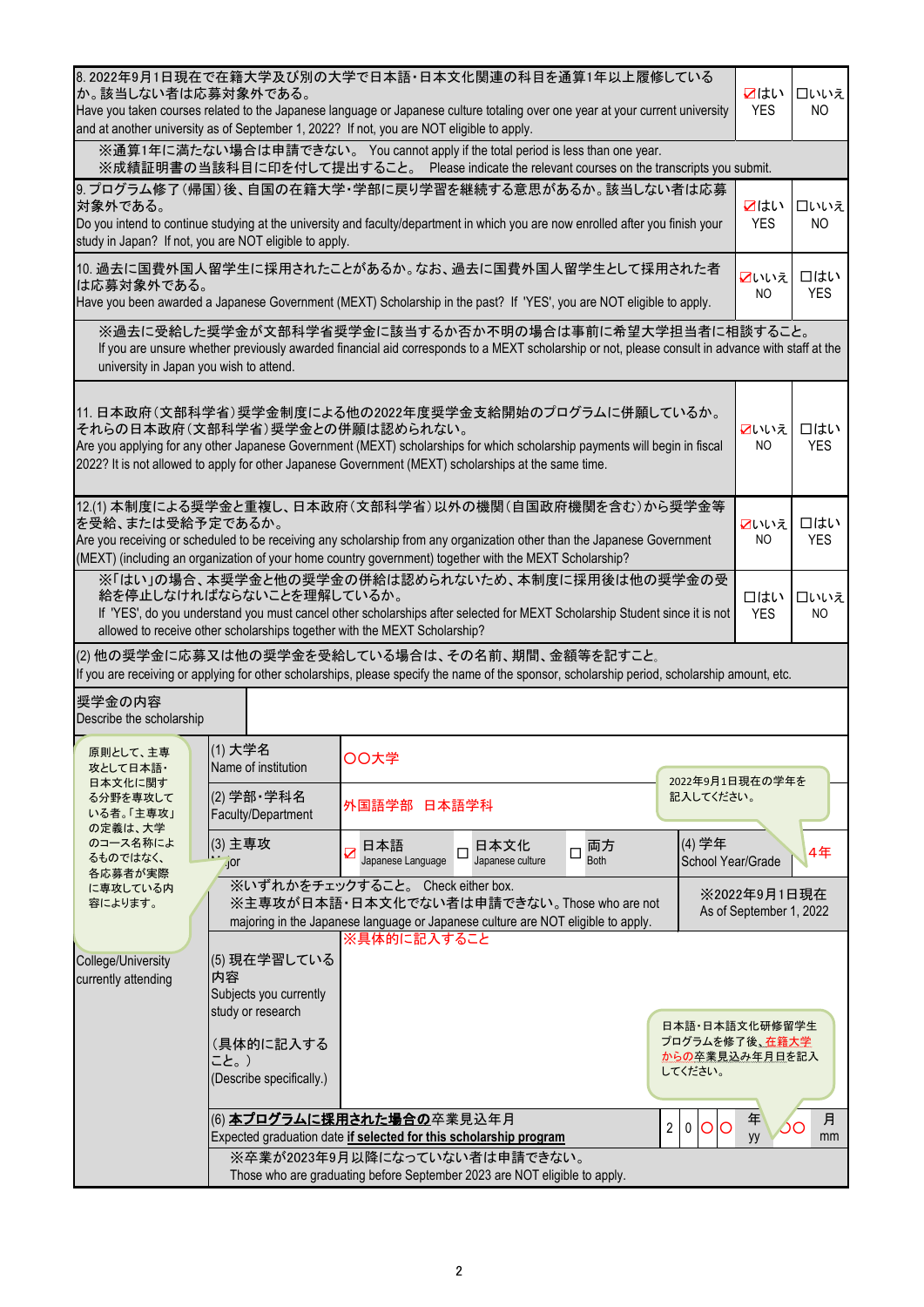| 質問 / Question | | |
|---|---|---|
| 8. 2022年9月1日現在で在籍大学及び別の大学で日本語・日本文化関連の科目を通算1年以上履修しているか。該当しない者は応募対象外である。<br>Have you taken courses related to the Japanese language or Japanese culture totaling over one year at your current university and at another university as of September 1, 2022? If not, you are NOT eligible to apply. | ☑はい YES | □いいえ NO |
| ※通算1年に満たない場合は申請できない。 You cannot apply if the total period is less than one year.<br>※成績証明書の当該科目に印を付して提出すること。 Please indicate the relevant courses on the transcripts you submit. | | |
| 9. プログラム修了(帰国)後、自国の在籍大学・学部に戻り学習を継続する意思があるか。該当しない者は応募対象外である。<br>Do you intend to continue studying at the university and faculty/department in which you are now enrolled after you finish your study in Japan? If not, you are NOT eligible to apply. | ☑はい YES | □いいえ NO |
| 10. 過去に国費外国人留学生に採用されたことがあるか。なお、過去に国費外国人留学生として採用された者は応募対象外である。<br>Have you been awarded a Japanese Government (MEXT) Scholarship in the past? If 'YES', you are NOT eligible to apply. | ☑いいえ NO | □はい YES |
| ※過去に受給した奨学金が文部科学省奨学金に該当するか否か不明の場合は事前に希望大学担当者に相談すること。<br>If you are unsure whether previously awarded financial aid corresponds to a MEXT scholarship or not, please consult in advance with staff at the university in Japan you wish to attend. | | |
| 11. 日本政府(文部科学省)奨学金制度による他の2022年度奨学金支給開始のプログラムに併願しているか。それらの日本政府(文部科学省)奨学金との併願は認められない。<br>Are you applying for any other Japanese Government (MEXT) scholarships for which scholarship payments will begin in fiscal 2022? It is not allowed to apply for other Japanese Government (MEXT) scholarships at the same time. | ☑いいえ NO | □はい YES |
| 12.(1) 本制度による奨学金と重複し、日本政府(文部科学省)以外の機関(自国政府機関を含む)から奨学金等を受給、または受給予定であるか。<br>Are you receiving or scheduled to be receiving any scholarship from any organization other than the Japanese Government (MEXT) (including an organization of your home country government) together with the MEXT Scholarship? | ☑いいえ NO | □はい YES |
| ※「はい」の場合、本奨学金と他の奨学金の併給は認められないため、本制度に採用後は他の奨学金の受給を停止しなければならないことを理解しているか。<br>If 'YES', do you understand you must cancel other scholarships after selected for MEXT Scholarship Student since it is not allowed to receive other scholarships together with the MEXT Scholarship? | □はい YES | □いいえ NO |
| (2) 他の奨学金に応募又は他の奨学金を受給している場合は、その名前、期間、金額等を記すこと。<br>If you are receiving or applying for other scholarships, please specify the name of the sponsor, scholarship period, scholarship amount, etc. | | |
| 奨学金の内容<br>Describe the scholarship | | |

原則として、主専攻として日本語・日本文化に関する分野を専攻している者。「主専攻」の定義は、大学のコース名称によるものではなく、各応募者が実際に専攻している内容によります。

2022年9月1日現在の学年を記入してください。

日本語・日本文化研修留学生プログラムを修了後、在籍大学からの卒業見込年月日を記入してください。

| College/University currently attending | | | | |
|---|---|---|---|---|
| (1) 大学名<br>Name of institution | ○○大学 | | | |
| (2) 学部・学科名<br>Faculty/Department | 外国語学部 日本語学科 | | | |
| (3) 主専攻<br>Major | ☑日本語 Japanese Language □日本文化 Japanese culture □両方 Both | | (4) 学年<br>School Year/Grade | 4年 |
| | ※いずれかをチェックすること。 Check either box.<br>※主専攻が日本語・日本文化でない者は申請できない。Those who are not majoring in the Japanese language or Japanese culture are NOT eligible to apply. | | ※2022年9月1日現在<br>As of September 1, 2022 | |
| (5) 現在学習している内容<br>Subjects you currently study or research<br>(具体的に記入すること。)<br>(Describe specifically.) | ※具体的に記入すること | | | |
| (6) **本プログラムに採用された場合の**卒業見込年月<br>Expected graduation date **if selected for this scholarship program** | 20○○ 年 yy | ○○ 月 mm | | |
| | ※卒業が2023年9月以降になっていない者は申請できない。<br>Those who are graduating before September 2023 are NOT eligible to apply. | | | |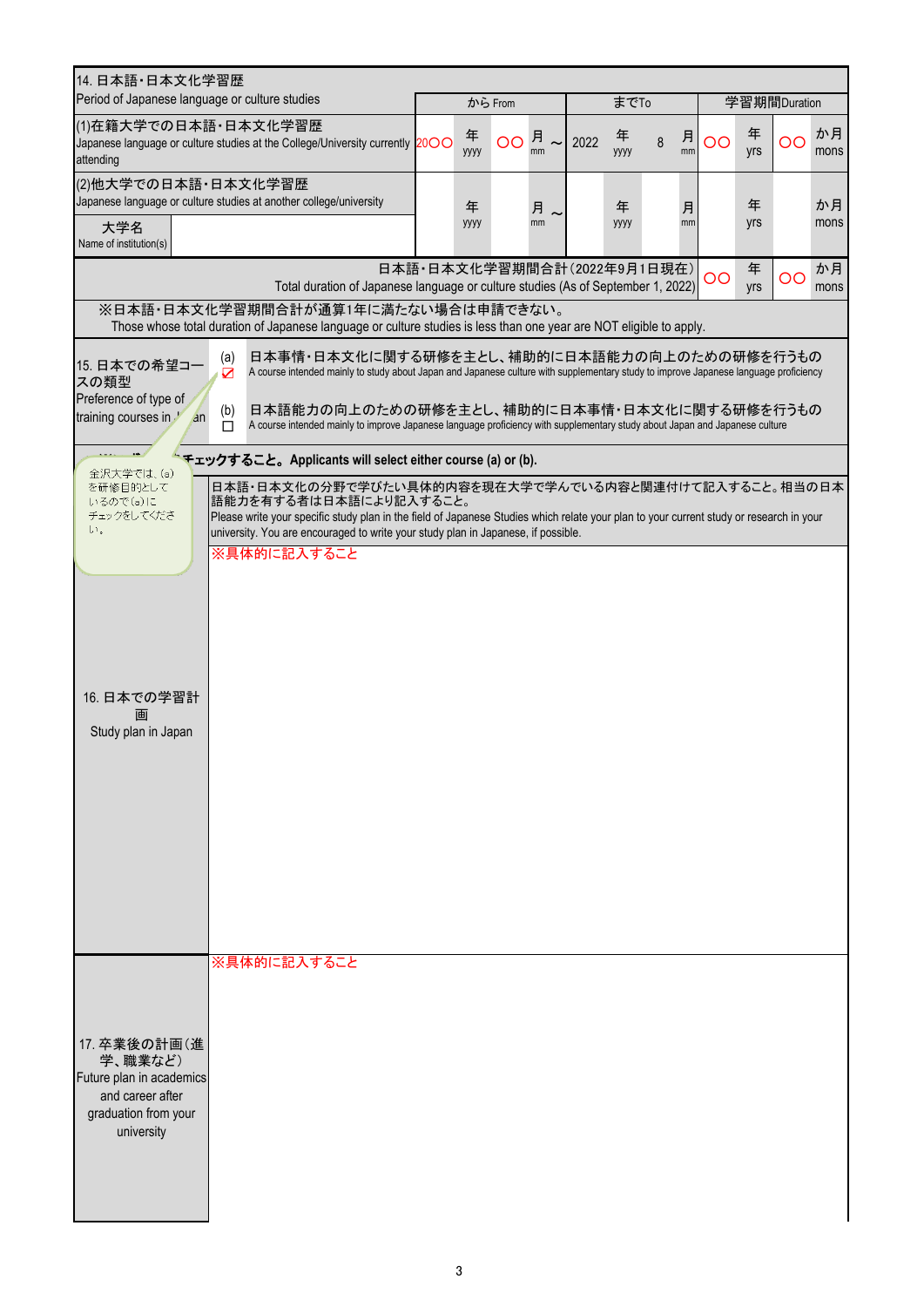## 14. 日本語・日本文化学習歴
Period of Japanese language or culture studies

| | から From | | | | までTo | | | | 学習期間Duration | | | |
|---|---|---|---|---|---|---|---|---|---|---|---|---|
| (1)在籍大学での日本語・日本文化学習歴<br>Japanese language or culture studies at the College/University currently attending | 20〇〇 | 年 yyyy | 〇〇 | 月 mm ～ | 2022 | 年 yyyy | 8 | 月 mm | 〇〇 | 年 yrs | 〇〇 | か月 mons |
| (2)他大学での日本語・日本文化学習歴<br>Japanese language or culture studies at another college/university<br>大学名 Name of institution(s) | | 年 yyyy | | 月 mm ～ | | 年 yyyy | | 月 mm | | 年 yrs | | か月 mons |
| 日本語・日本文化学習期間合計（2022年9月1日現在）<br>Total duration of Japanese language or culture studies (As of September 1, 2022) | | | | | | | | | 〇〇 | 年 yrs | 〇〇 | か月 mons |

※日本語・日本文化学習期間合計が通算1年に満たない場合は申請できない。
Those whose total duration of Japanese language or culture studies is less than one year are NOT eligible to apply.

## 15. 日本での希望コースの類型
Preference of type of training courses in Japan

(a) ☑ 日本事情・日本文化に関する研修を主とし、補助的に日本語能力の向上のための研修を行うもの
A course intended mainly to study about Japan and Japanese culture with supplementary study to improve Japanese language proficiency

(b) ☐ 日本語能力の向上のための研修を主とし、補助的に日本事情・日本文化に関する研修を行うもの
A course intended mainly to improve Japanese language proficiency with supplementary study about Japan and Japanese culture

※いずれかをチェックすること。Applicants will select either course (a) or (b).

金沢大学では、(a)を研修目的としているので(a)にチェックをしてください。

## 16. 日本での学習計画
Study plan in Japan

日本語・日本文化の分野で学びたい具体的内容を現在大学で学んでいる内容と関連付けて記入すること。相当の日本語能力を有する者は日本語により記入すること。
Please write your specific study plan in the field of Japanese Studies which relate your plan to your current study or research in your university. You are encouraged to write your study plan in Japanese, if possible.

※具体的に記入すること

## 17. 卒業後の計画（進学、職業など）
Future plan in academics and career after graduation from your university

※具体的に記入すること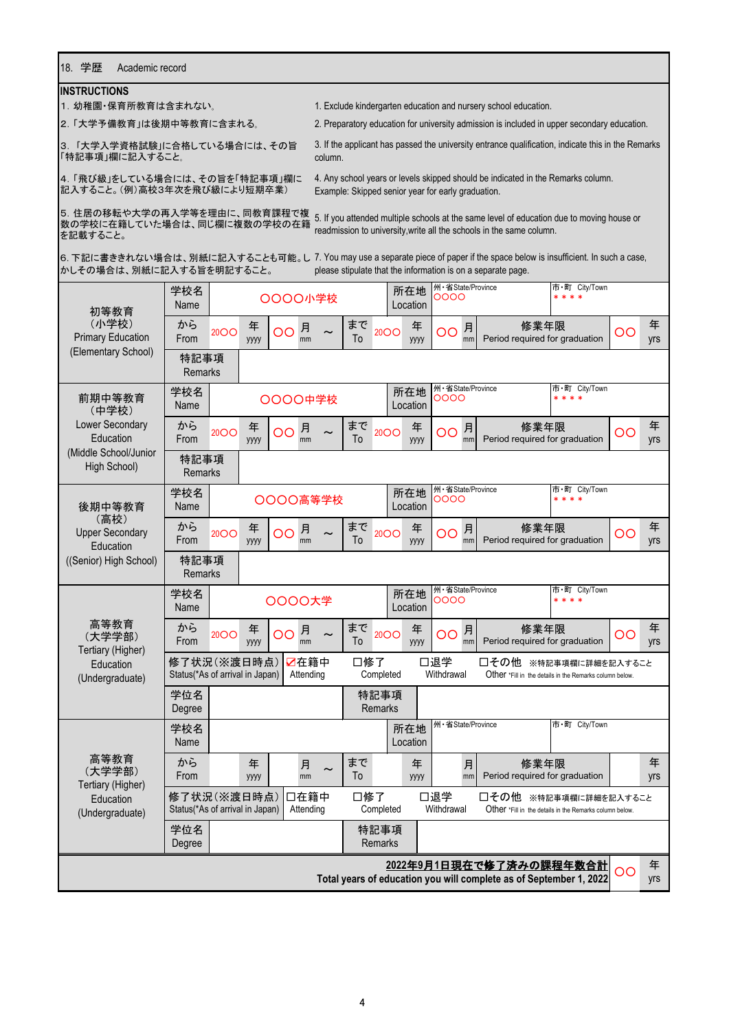## 18. 学歴　Academic record

**INSTRUCTIONS**

1. 幼稚園・保育所教育は含まれない。　1. Exclude kindergarten education and nursery school education.
2. 「大学予備教育」は後期中等教育に含まれる。　2. Preparatory education for university admission is included in upper secondary education.
3. 「大学入学資格試験」に合格している場合には、その旨「特記事項」欄に記入すること。　3. If the applicant has passed the university entrance qualification, indicate this in the Remarks column.
4. 「飛び級」をしている場合には、その旨を「特記事項」欄に記入すること。(例)高校3年次を飛び級により短期卒業)　4. Any school years or levels skipped should be indicated in the Remarks column. Example: Skipped senior year for early graduation.
5. 住居の移転や大学の再入学等を理由に、同教育課程で複数の学校に在籍していた場合は、同じ欄に複数の学校の在籍を記載すること。　5. If you attended multiple schools at the same level of education due to moving house or readmission to university,write all the schools in the same column.
6. 下記に書ききれない場合は、別紙に記入することも可能。しかしその場合は、別紙に記入する旨を明記すること。　7. You may use a separate piece of paper if the space below is insufficient. In such a case, please stipulate that the information is on a separate page.

| | | | | | | | | |
|---|---|---|---|---|---|---|---|---|
| 初等教育（小学校）Primary Education (Elementary School) | 学校名 Name | ○○○○小学校 | | 所在地 Location | 州・省State/Province ○○○○ | | 市・町 City/Town ＊＊＊＊ | |
| | から From | 20○○ 年 yyyy ○○ 月 mm ～ | | まで To 20○○ 年 yyyy ○○ 月 mm | | 修業年限 Period required for graduation | ○○ | 年 yrs |
| | 特記事項 Remarks | | | | | | | |
| 前期中等教育（中学校）Lower Secondary Education (Middle School/Junior High School) | 学校名 Name | ○○○○中学校 | | 所在地 Location | 州・省State/Province ○○○○ | | 市・町 City/Town ＊＊＊＊ | |
| | から From | 20○○ 年 yyyy ○○ 月 mm ～ | | まで To 20○○ 年 yyyy ○○ 月 mm | | 修業年限 Period required for graduation | ○○ | 年 yrs |
| | 特記事項 Remarks | | | | | | | |
| 後期中等教育（高校）Upper Secondary Education ((Senior) High School) | 学校名 Name | ○○○○高等学校 | | 所在地 Location | 州・省State/Province ○○○○ | | 市・町 City/Town ＊＊＊＊ | |
| | から From | 20○○ 年 yyyy ○○ 月 mm ～ | | まで To 20○○ 年 yyyy ○○ 月 mm | | 修業年限 Period required for graduation | ○○ | 年 yrs |
| | 特記事項 Remarks | | | | | | | |
| 高等教育（大学学部）Tertiary (Higher) Education (Undergraduate) | 学校名 Name | ○○○○大学 | | 所在地 Location | 州・省State/Province ○○○○ | | 市・町 City/Town ＊＊＊＊ | |
| | から From | 20○○ 年 yyyy ○○ 月 mm ～ | | まで To 20○○ 年 yyyy ○○ 月 mm | | 修業年限 Period required for graduation | ○○ | 年 yrs |
| | 修了状況(※渡日時点) Status(*As of arrival in Japan) | ☑在籍中 Attending | □修了 Completed | □退学 Withdrawal | □その他 Other ※特記事項欄に詳細を記入すること *Fill in the details in the Remarks column below. | | | |
| | 学位名 Degree | | 特記事項 Remarks | | | | | |
| 高等教育（大学学部）Tertiary (Higher) Education (Undergraduate) | 学校名 Name | | | 所在地 Location | 州・省State/Province | | 市・町 City/Town | |
| | から From | 年 yyyy 月 mm ～ | | まで To 年 yyyy 月 mm | | 修業年限 Period required for graduation | | 年 yrs |
| | 修了状況(※渡日時点) Status(*As of arrival in Japan) | □在籍中 Attending | □修了 Completed | □退学 Withdrawal | □その他 Other ※特記事項欄に詳細を記入すること *Fill in the details in the Remarks column below. | | | |
| | 学位名 Degree | | 特記事項 Remarks | | | | | |
| **2022年9月1日現在で修了済みの課程年数合計** Total years of education you will complete as of September 1, 2022 | | | | | | | ○○ | 年 yrs |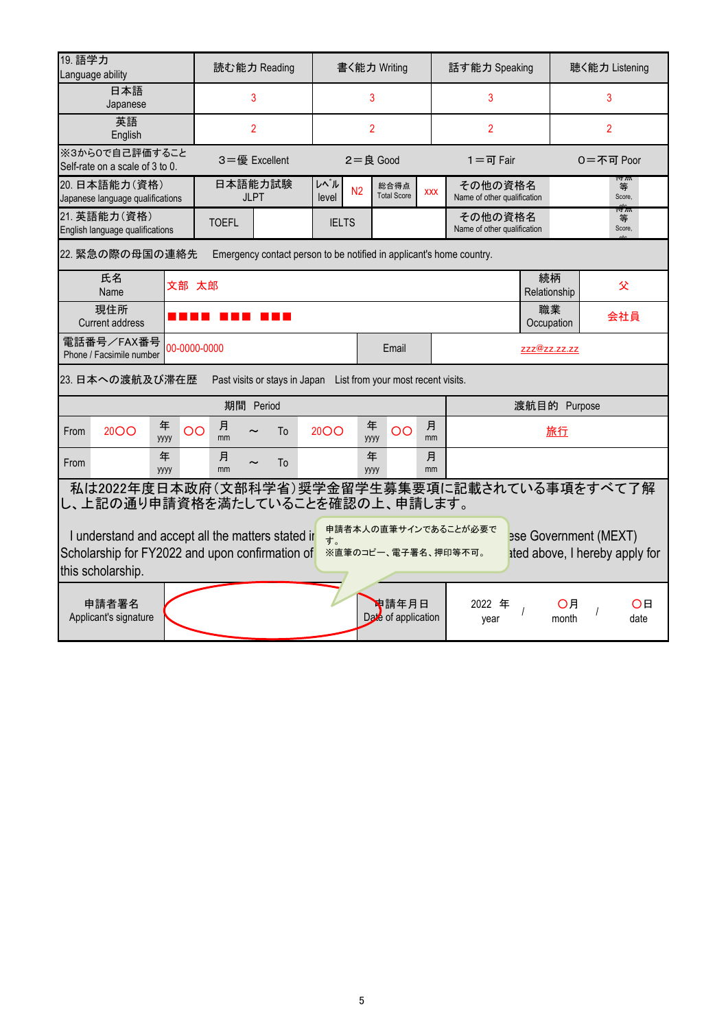| 19. 語学力 Language ability | 読む能力 Reading | 書く能力 Writing | 話す能力 Speaking | 聴く能力 Listening |
|---|---|---|---|---|
| 日本語 Japanese | 3 | 3 | 3 | 3 |
| 英語 English | 2 | 2 | 2 | 2 |
| ※3から0で自己評価すること Self-rate on a scale of 3 to 0. | 3＝優 Excellent | 2＝良 Good | 1＝可 Fair | 0＝不可 Poor |

| | | | | | | | | |
|---|---|---|---|---|---|---|---|---|
| 20. 日本語能力（資格） Japanese language qualifications | 日本語能力試験 JLPT | ﾚﾍﾞﾙ level | N2 | 総合得点 Total Score | xxx | その他の資格名 Name of other qualification | | 得点等 Score, etc. |
| 21. 英語能力（資格） English language qualifications | TOEFL | | IELTS | | | その他の資格名 Name of other qualification | | 得点等 Score, etc. |

22. 緊急の際の母国の連絡先　Emergency contact person to be notified in applicant's home country.

| | | | |
|---|---|---|---|
| 氏名 Name | 文部　太郎 | 続柄 Relationship | 父 |
| 現住所 Current address | ■■■■ ■■■ ■■■ | 職業 Occupation | 会社員 |
| 電話番号／FAX番号 Phone / Facsimile number | 00-0000-0000 | Email | zzz@zz.zz.zz |

23. 日本への渡航及び滞在歴　Past visits or stays in Japan　List from your most recent visits.

| 期間 Period | | | | | | | | | | | | 渡航目的 Purpose |
|---|---|---|---|---|---|---|---|---|---|---|---|---|
| From | 20〇〇 | 年 yyyy | 〇〇 | 月 mm | ～ | To | 20〇〇 | 年 yyyy | 〇〇 | 月 mm | | 旅行 |
| From | | 年 yyyy | | 月 mm | ～ | To | | 年 yyyy | | 月 mm | | |

私は2022年度日本政府（文部科学省）奨学金留学生募集要項に記載されている事項をすべて了解し、上記の通り申請資格を満たしていることを確認の上、申請します。

I understand and accept all the matters stated in the Application Guidelines for the Japanese Government (MEXT) Scholarship for FY2022 and upon confirmation of my eligibility as stated above, I hereby apply for this scholarship.

申請者本人の直筆サインであることが必要です。
※直筆のコピー、電子署名、押印等不可。

| | | | | | | | |
|---|---|---|---|---|---|---|---|
| 申請者署名 Applicant's signature | | 申請年月日 Date of application | 2022 年 year | / | 〇月 month | / | 〇日 date |